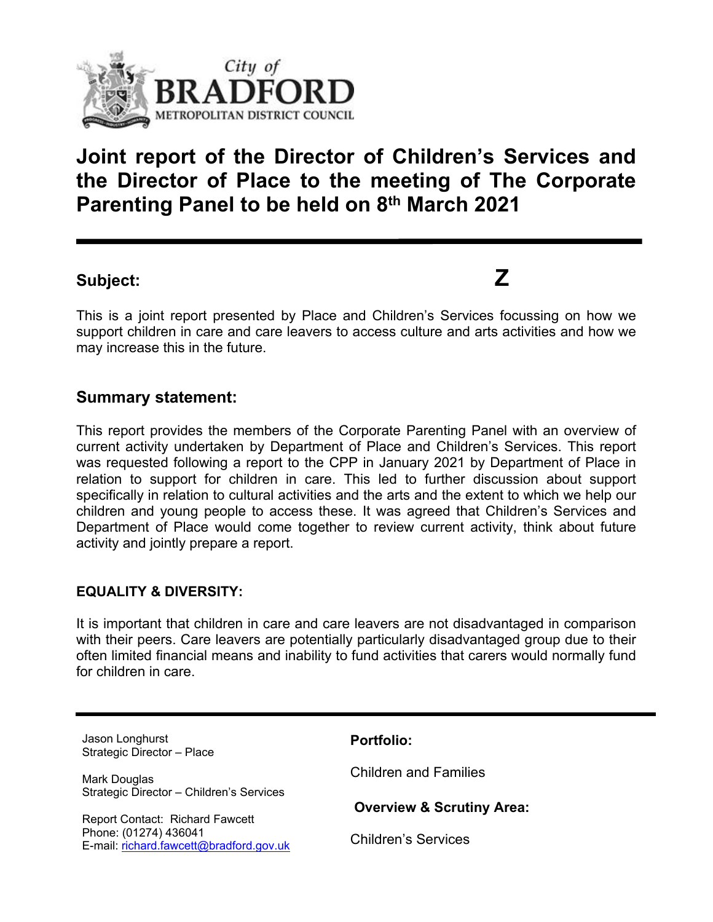City of
**BRADFORD**
METROPOLITAN DISTRICT COUNCIL

# Joint report of the Director of Children's Services and the Director of Place to the meeting of The Corporate Parenting Panel to be held on 8th March 2021

---

**Subject:** **Z**

This is a joint report presented by Place and Children's Services focussing on how we support children in care and care leavers to access culture and arts activities and how we may increase this in the future.

## Summary statement:

This report provides the members of the Corporate Parenting Panel with an overview of current activity undertaken by Department of Place and Children's Services. This report was requested following a report to the CPP in January 2021 by Department of Place in relation to support for children in care. This led to further discussion about support specifically in relation to cultural activities and the arts and the extent to which we help our children and young people to access these. It was agreed that Children's Services and Department of Place would come together to review current activity, think about future activity and jointly prepare a report.

### EQUALITY & DIVERSITY:

It is important that children in care and care leavers are not disadvantaged in comparison with their peers. Care leavers are potentially particularly disadvantaged group due to their often limited financial means and inability to fund activities that carers would normally fund for children in care.

---

Jason Longhurst
Strategic Director – Place

Mark Douglas
Strategic Director – Children's Services

Report Contact: Richard Fawcett
Phone: (01274) 436041
E-mail: richard.fawcett@bradford.gov.uk

**Portfolio:**

Children and Families

**Overview & Scrutiny Area:**

Children's Services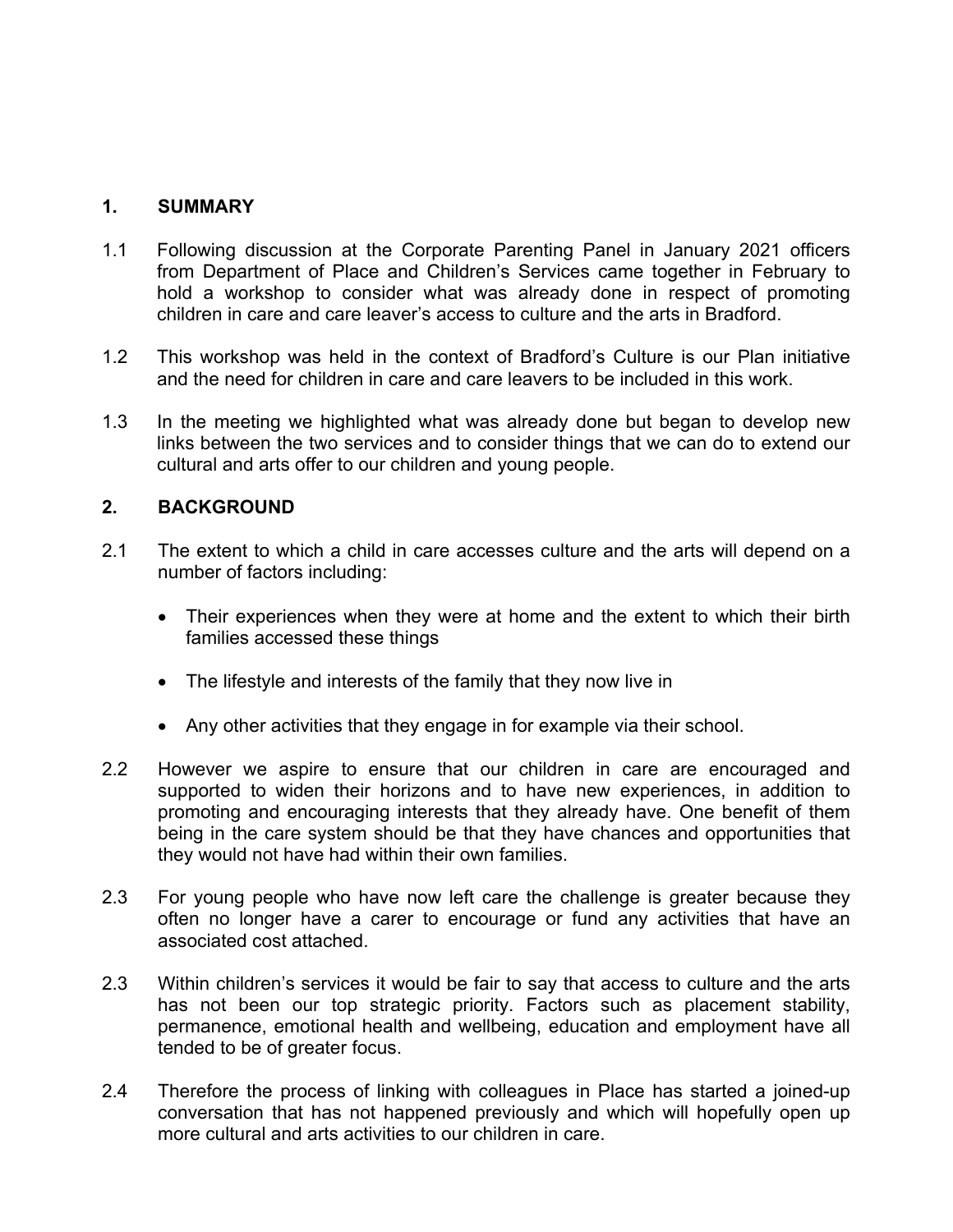## 1. SUMMARY

1.1 Following discussion at the Corporate Parenting Panel in January 2021 officers from Department of Place and Children's Services came together in February to hold a workshop to consider what was already done in respect of promoting children in care and care leaver's access to culture and the arts in Bradford.

1.2 This workshop was held in the context of Bradford's Culture is our Plan initiative and the need for children in care and care leavers to be included in this work.

1.3 In the meeting we highlighted what was already done but began to develop new links between the two services and to consider things that we can do to extend our cultural and arts offer to our children and young people.

## 2. BACKGROUND

2.1 The extent to which a child in care accesses culture and the arts will depend on a number of factors including:

- Their experiences when they were at home and the extent to which their birth families accessed these things
- The lifestyle and interests of the family that they now live in
- Any other activities that they engage in for example via their school.

2.2 However we aspire to ensure that our children in care are encouraged and supported to widen their horizons and to have new experiences, in addition to promoting and encouraging interests that they already have. One benefit of them being in the care system should be that they have chances and opportunities that they would not have had within their own families.

2.3 For young people who have now left care the challenge is greater because they often no longer have a carer to encourage or fund any activities that have an associated cost attached.

2.3 Within children's services it would be fair to say that access to culture and the arts has not been our top strategic priority. Factors such as placement stability, permanence, emotional health and wellbeing, education and employment have all tended to be of greater focus.

2.4 Therefore the process of linking with colleagues in Place has started a joined-up conversation that has not happened previously and which will hopefully open up more cultural and arts activities to our children in care.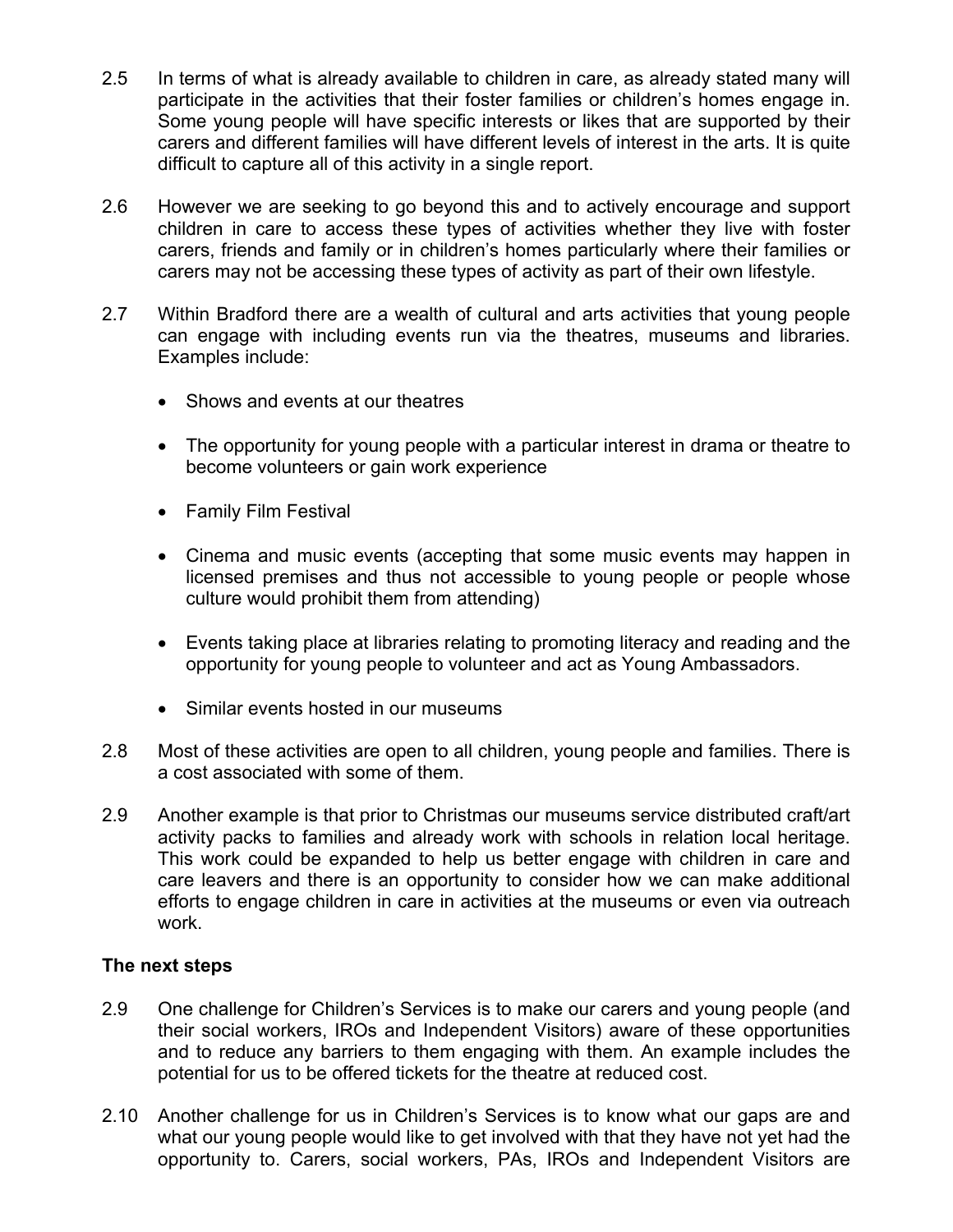2.5 In terms of what is already available to children in care, as already stated many will participate in the activities that their foster families or children's homes engage in. Some young people will have specific interests or likes that are supported by their carers and different families will have different levels of interest in the arts. It is quite difficult to capture all of this activity in a single report.

2.6 However we are seeking to go beyond this and to actively encourage and support children in care to access these types of activities whether they live with foster carers, friends and family or in children's homes particularly where their families or carers may not be accessing these types of activity as part of their own lifestyle.

2.7 Within Bradford there are a wealth of cultural and arts activities that young people can engage with including events run via the theatres, museums and libraries. Examples include:

- Shows and events at our theatres
- The opportunity for young people with a particular interest in drama or theatre to become volunteers or gain work experience
- Family Film Festival
- Cinema and music events (accepting that some music events may happen in licensed premises and thus not accessible to young people or people whose culture would prohibit them from attending)
- Events taking place at libraries relating to promoting literacy and reading and the opportunity for young people to volunteer and act as Young Ambassadors.
- Similar events hosted in our museums

2.8 Most of these activities are open to all children, young people and families. There is a cost associated with some of them.

2.9 Another example is that prior to Christmas our museums service distributed craft/art activity packs to families and already work with schools in relation local heritage. This work could be expanded to help us better engage with children in care and care leavers and there is an opportunity to consider how we can make additional efforts to engage children in care in activities at the museums or even via outreach work.

**The next steps**

2.9 One challenge for Children's Services is to make our carers and young people (and their social workers, IROs and Independent Visitors) aware of these opportunities and to reduce any barriers to them engaging with them. An example includes the potential for us to be offered tickets for the theatre at reduced cost.

2.10 Another challenge for us in Children's Services is to know what our gaps are and what our young people would like to get involved with that they have not yet had the opportunity to. Carers, social workers, PAs, IROs and Independent Visitors are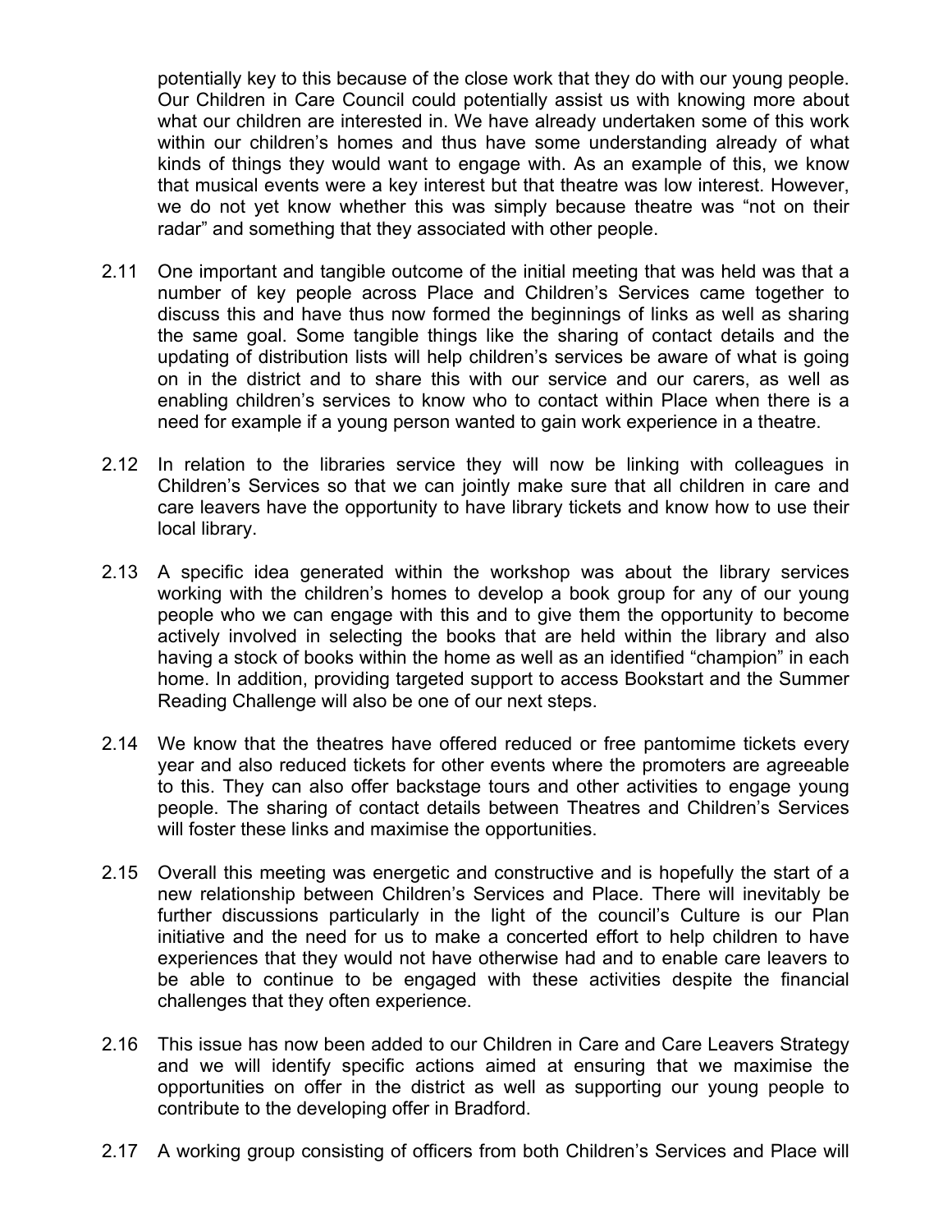potentially key to this because of the close work that they do with our young people. Our Children in Care Council could potentially assist us with knowing more about what our children are interested in. We have already undertaken some of this work within our children's homes and thus have some understanding already of what kinds of things they would want to engage with. As an example of this, we know that musical events were a key interest but that theatre was low interest. However, we do not yet know whether this was simply because theatre was "not on their radar" and something that they associated with other people.

2.11 One important and tangible outcome of the initial meeting that was held was that a number of key people across Place and Children's Services came together to discuss this and have thus now formed the beginnings of links as well as sharing the same goal. Some tangible things like the sharing of contact details and the updating of distribution lists will help children's services be aware of what is going on in the district and to share this with our service and our carers, as well as enabling children's services to know who to contact within Place when there is a need for example if a young person wanted to gain work experience in a theatre.

2.12 In relation to the libraries service they will now be linking with colleagues in Children's Services so that we can jointly make sure that all children in care and care leavers have the opportunity to have library tickets and know how to use their local library.

2.13 A specific idea generated within the workshop was about the library services working with the children's homes to develop a book group for any of our young people who we can engage with this and to give them the opportunity to become actively involved in selecting the books that are held within the library and also having a stock of books within the home as well as an identified "champion" in each home. In addition, providing targeted support to access Bookstart and the Summer Reading Challenge will also be one of our next steps.

2.14 We know that the theatres have offered reduced or free pantomime tickets every year and also reduced tickets for other events where the promoters are agreeable to this. They can also offer backstage tours and other activities to engage young people. The sharing of contact details between Theatres and Children's Services will foster these links and maximise the opportunities.

2.15 Overall this meeting was energetic and constructive and is hopefully the start of a new relationship between Children's Services and Place. There will inevitably be further discussions particularly in the light of the council's Culture is our Plan initiative and the need for us to make a concerted effort to help children to have experiences that they would not have otherwise had and to enable care leavers to be able to continue to be engaged with these activities despite the financial challenges that they often experience.

2.16 This issue has now been added to our Children in Care and Care Leavers Strategy and we will identify specific actions aimed at ensuring that we maximise the opportunities on offer in the district as well as supporting our young people to contribute to the developing offer in Bradford.

2.17 A working group consisting of officers from both Children's Services and Place will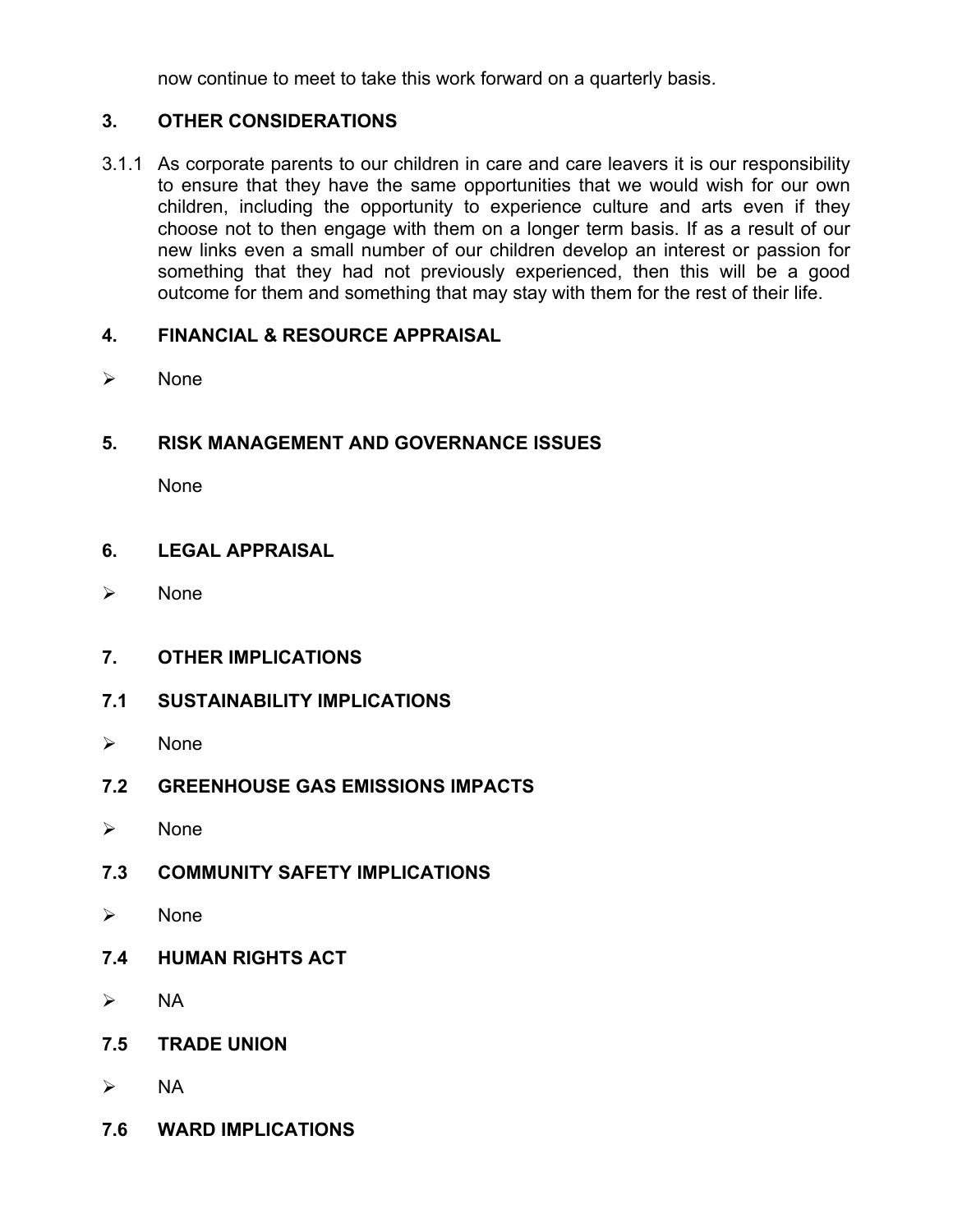now continue to meet to take this work forward on a quarterly basis.

## 3. OTHER CONSIDERATIONS

3.1.1 As corporate parents to our children in care and care leavers it is our responsibility to ensure that they have the same opportunities that we would wish for our own children, including the opportunity to experience culture and arts even if they choose not to then engage with them on a longer term basis. If as a result of our new links even a small number of our children develop an interest or passion for something that they had not previously experienced, then this will be a good outcome for them and something that may stay with them for the rest of their life.

## 4. FINANCIAL & RESOURCE APPRAISAL

- None

## 5. RISK MANAGEMENT AND GOVERNANCE ISSUES

None

## 6. LEGAL APPRAISAL

- None

## 7. OTHER IMPLICATIONS

### 7.1 SUSTAINABILITY IMPLICATIONS

- None

### 7.2 GREENHOUSE GAS EMISSIONS IMPACTS

- None

### 7.3 COMMUNITY SAFETY IMPLICATIONS

- None

### 7.4 HUMAN RIGHTS ACT

- NA

### 7.5 TRADE UNION

- NA

### 7.6 WARD IMPLICATIONS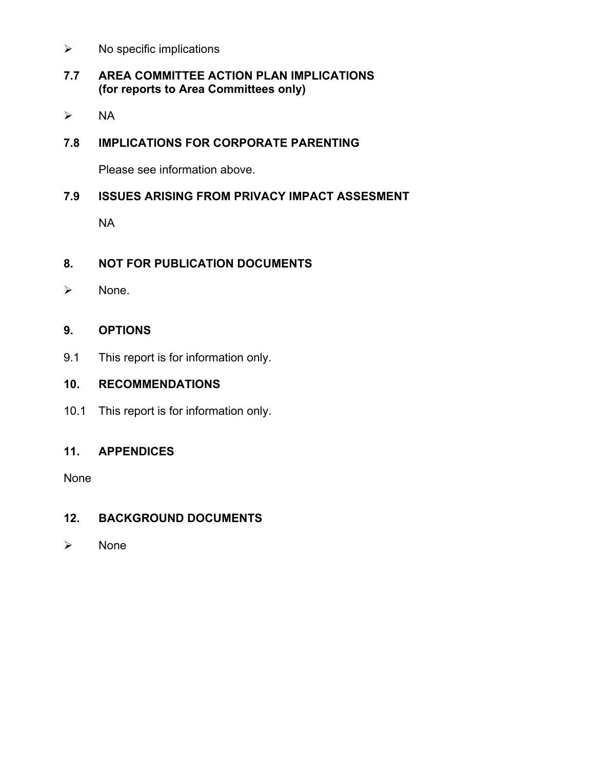- No specific implications

### 7.7 AREA COMMITTEE ACTION PLAN IMPLICATIONS (for reports to Area Committees only)

- NA

### 7.8 IMPLICATIONS FOR CORPORATE PARENTING

Please see information above.

### 7.9 ISSUES ARISING FROM PRIVACY IMPACT ASSESMENT

NA

## 8. NOT FOR PUBLICATION DOCUMENTS

- None.

## 9. OPTIONS

9.1 This report is for information only.

## 10. RECOMMENDATIONS

10.1 This report is for information only.

## 11. APPENDICES

None

## 12. BACKGROUND DOCUMENTS

- None